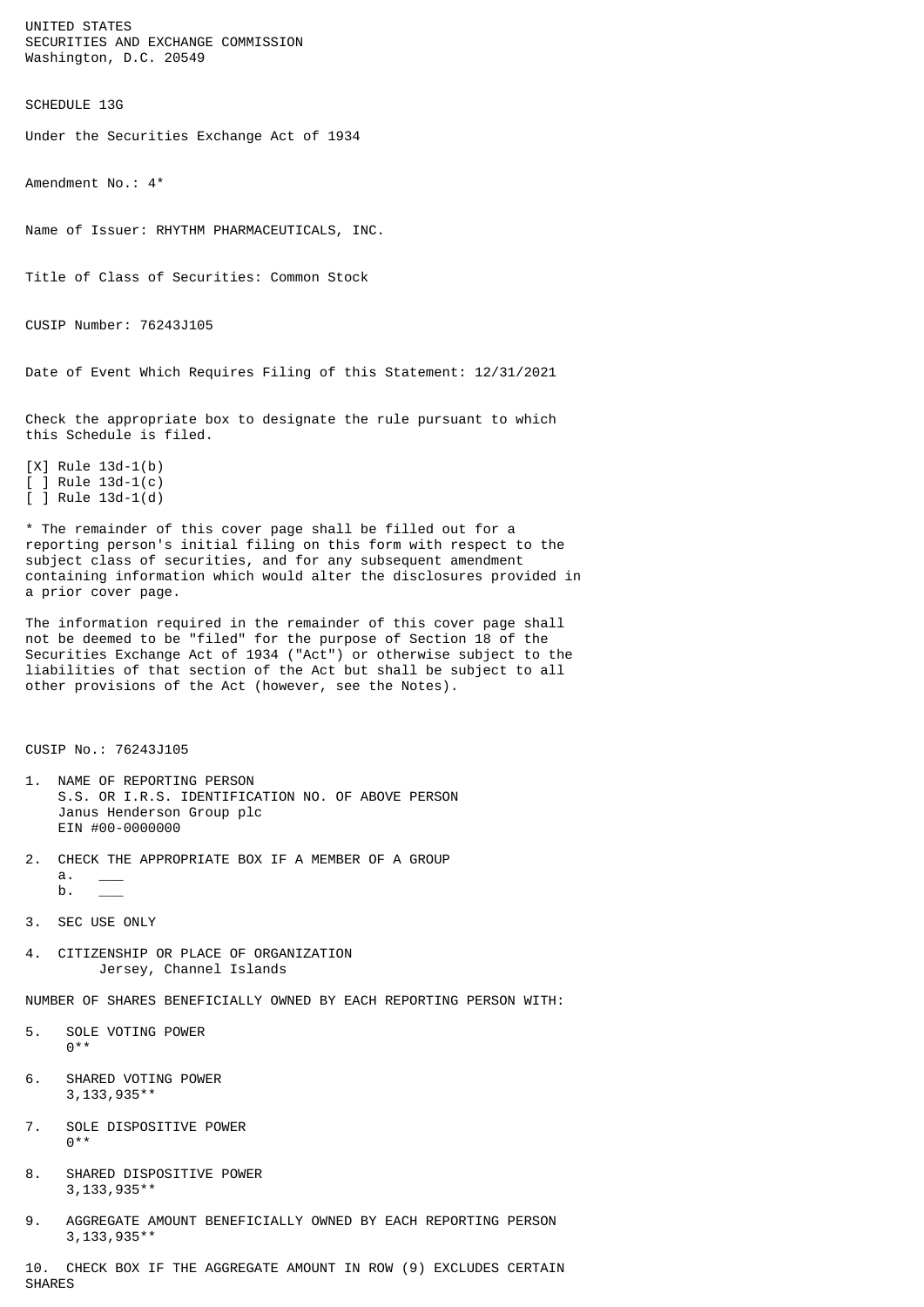UNITED STATES
SECURITIES AND EXCHANGE COMMISSION
Washington, D.C. 20549

SCHEDULE 13G

Under the Securities Exchange Act of 1934

Amendment No.: 4*

Name of Issuer: RHYTHM PHARMACEUTICALS, INC.

Title of Class of Securities: Common Stock

CUSIP Number: 76243J105

Date of Event Which Requires Filing of this Statement: 12/31/2021

Check the appropriate box to designate the rule pursuant to which this Schedule is filed.

[X] Rule 13d-1(b)
[ ] Rule 13d-1(c)
[ ] Rule 13d-1(d)

* The remainder of this cover page shall be filled out for a reporting person's initial filing on this form with respect to the subject class of securities, and for any subsequent amendment containing information which would alter the disclosures provided in a prior cover page.

The information required in the remainder of this cover page shall not be deemed to be "filed" for the purpose of Section 18 of the Securities Exchange Act of 1934 ("Act") or otherwise subject to the liabilities of that section of the Act but shall be subject to all other provisions of the Act (however, see the Notes).

CUSIP No.: 76243J105

1. NAME OF REPORTING PERSON
   S.S. OR I.R.S. IDENTIFICATION NO. OF ABOVE PERSON
   Janus Henderson Group plc
   EIN #00-0000000

2. CHECK THE APPROPRIATE BOX IF A MEMBER OF A GROUP
   a. ___
   b. ___

3. SEC USE ONLY

4. CITIZENSHIP OR PLACE OF ORGANIZATION
   Jersey, Channel Islands

NUMBER OF SHARES BENEFICIALLY OWNED BY EACH REPORTING PERSON WITH:

5. SOLE VOTING POWER
   0**

6. SHARED VOTING POWER
   3,133,935**

7. SOLE DISPOSITIVE POWER
   0**

8. SHARED DISPOSITIVE POWER
   3,133,935**

9. AGGREGATE AMOUNT BENEFICIALLY OWNED BY EACH REPORTING PERSON
   3,133,935**

10. CHECK BOX IF THE AGGREGATE AMOUNT IN ROW (9) EXCLUDES CERTAIN SHARES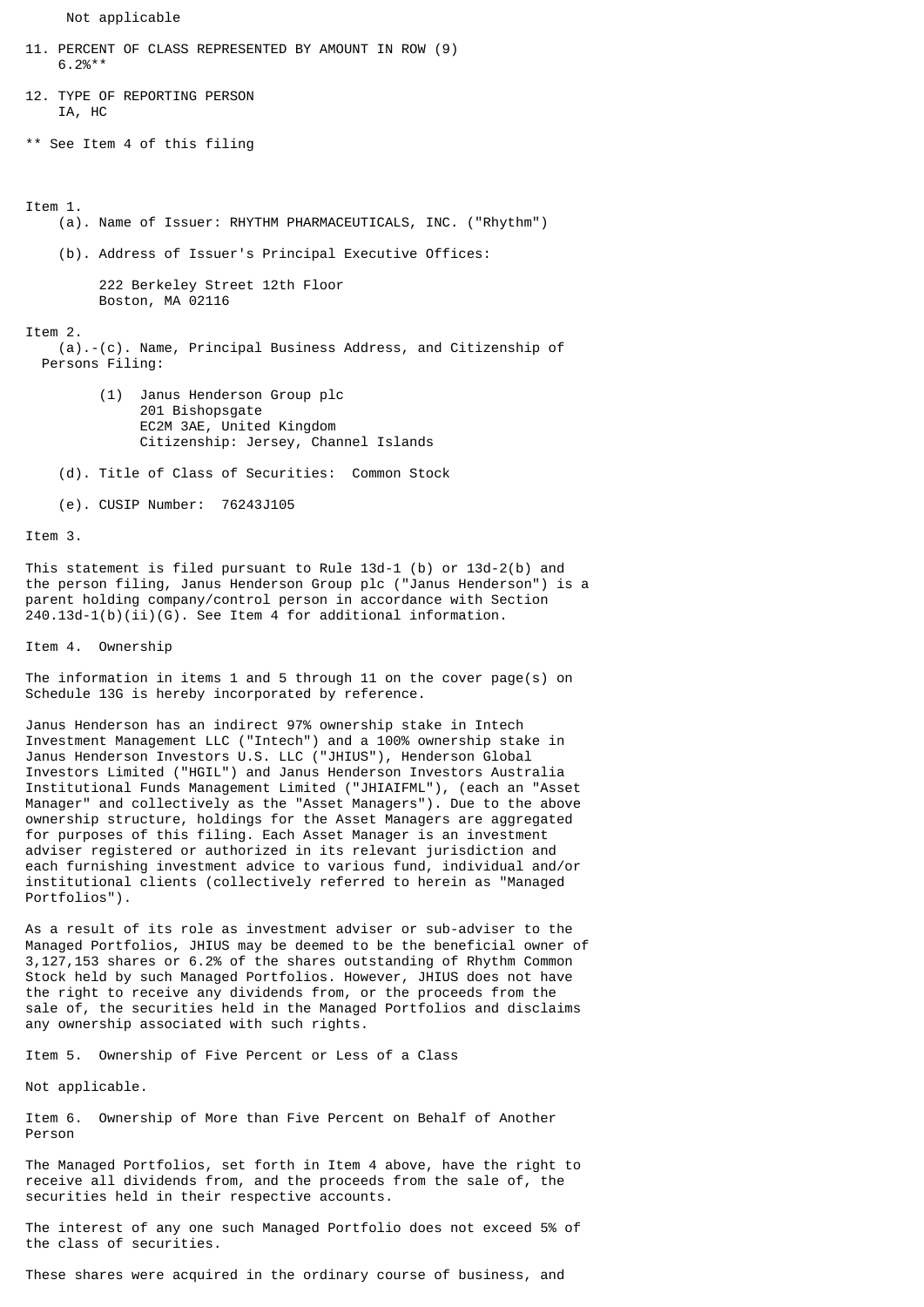Not applicable

11. PERCENT OF CLASS REPRESENTED BY AMOUNT IN ROW (9)
    6.2%**

12. TYPE OF REPORTING PERSON
    IA, HC

** See Item 4 of this filing

Item 1.

(a). Name of Issuer: RHYTHM PHARMACEUTICALS, INC. ("Rhythm")

(b). Address of Issuer's Principal Executive Offices:

222 Berkeley Street 12th Floor
Boston, MA 02116

Item 2.

(a).-(c). Name, Principal Business Address, and Citizenship of Persons Filing:

(1) Janus Henderson Group plc
201 Bishopsgate
EC2M 3AE, United Kingdom
Citizenship: Jersey, Channel Islands

(d). Title of Class of Securities: Common Stock

(e). CUSIP Number: 76243J105

Item 3.

This statement is filed pursuant to Rule 13d-1 (b) or 13d-2(b) and the person filing, Janus Henderson Group plc ("Janus Henderson") is a parent holding company/control person in accordance with Section 240.13d-1(b)(ii)(G). See Item 4 for additional information.

Item 4. Ownership

The information in items 1 and 5 through 11 on the cover page(s) on Schedule 13G is hereby incorporated by reference.

Janus Henderson has an indirect 97% ownership stake in Intech Investment Management LLC ("Intech") and a 100% ownership stake in Janus Henderson Investors U.S. LLC ("JHIUS"), Henderson Global Investors Limited ("HGIL") and Janus Henderson Investors Australia Institutional Funds Management Limited ("JHIAIFML"), (each an "Asset Manager" and collectively as the "Asset Managers"). Due to the above ownership structure, holdings for the Asset Managers are aggregated for purposes of this filing. Each Asset Manager is an investment adviser registered or authorized in its relevant jurisdiction and each furnishing investment advice to various fund, individual and/or institutional clients (collectively referred to herein as "Managed Portfolios").

As a result of its role as investment adviser or sub-adviser to the Managed Portfolios, JHIUS may be deemed to be the beneficial owner of 3,127,153 shares or 6.2% of the shares outstanding of Rhythm Common Stock held by such Managed Portfolios. However, JHIUS does not have the right to receive any dividends from, or the proceeds from the sale of, the securities held in the Managed Portfolios and disclaims any ownership associated with such rights.

Item 5. Ownership of Five Percent or Less of a Class

Not applicable.

Item 6. Ownership of More than Five Percent on Behalf of Another Person

The Managed Portfolios, set forth in Item 4 above, have the right to receive all dividends from, and the proceeds from the sale of, the securities held in their respective accounts.

The interest of any one such Managed Portfolio does not exceed 5% of the class of securities.

These shares were acquired in the ordinary course of business, and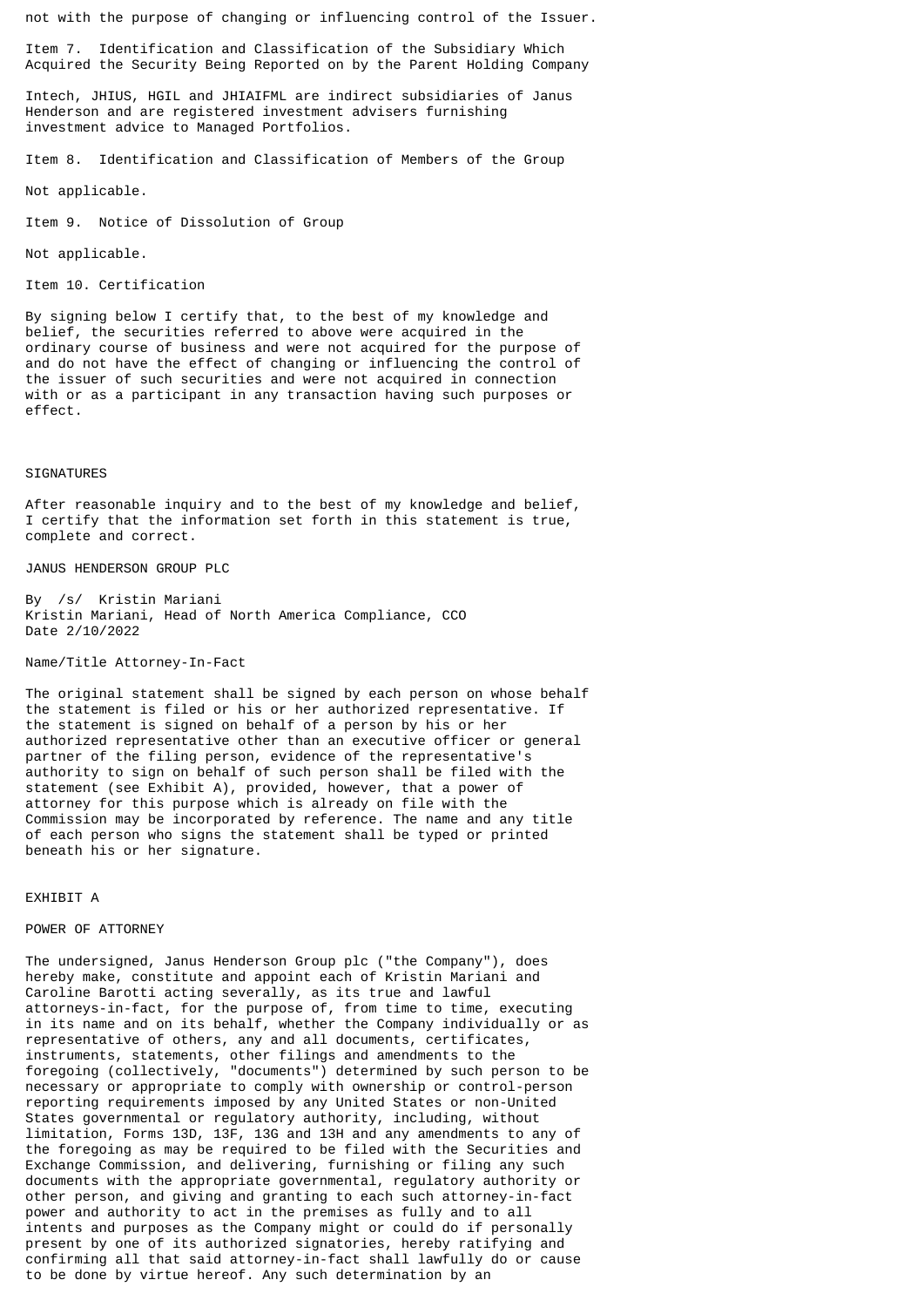not with the purpose of changing or influencing control of the Issuer.

Item 7. Identification and Classification of the Subsidiary Which Acquired the Security Being Reported on by the Parent Holding Company

Intech, JHIUS, HGIL and JHIAIFML are indirect subsidiaries of Janus Henderson and are registered investment advisers furnishing investment advice to Managed Portfolios.

Item 8. Identification and Classification of Members of the Group

Not applicable.

Item 9. Notice of Dissolution of Group

Not applicable.

Item 10. Certification

By signing below I certify that, to the best of my knowledge and belief, the securities referred to above were acquired in the ordinary course of business and were not acquired for the purpose of and do not have the effect of changing or influencing the control of the issuer of such securities and were not acquired in connection with or as a participant in any transaction having such purposes or effect.

SIGNATURES

After reasonable inquiry and to the best of my knowledge and belief, I certify that the information set forth in this statement is true, complete and correct.

JANUS HENDERSON GROUP PLC

By /s/ Kristin Mariani
Kristin Mariani, Head of North America Compliance, CCO
Date 2/10/2022

Name/Title Attorney-In-Fact

The original statement shall be signed by each person on whose behalf the statement is filed or his or her authorized representative. If the statement is signed on behalf of a person by his or her authorized representative other than an executive officer or general partner of the filing person, evidence of the representative's authority to sign on behalf of such person shall be filed with the statement (see Exhibit A), provided, however, that a power of attorney for this purpose which is already on file with the Commission may be incorporated by reference. The name and any title of each person who signs the statement shall be typed or printed beneath his or her signature.

EXHIBIT A

POWER OF ATTORNEY

The undersigned, Janus Henderson Group plc ("the Company"), does hereby make, constitute and appoint each of Kristin Mariani and Caroline Barotti acting severally, as its true and lawful attorneys-in-fact, for the purpose of, from time to time, executing in its name and on its behalf, whether the Company individually or as representative of others, any and all documents, certificates, instruments, statements, other filings and amendments to the foregoing (collectively, "documents") determined by such person to be necessary or appropriate to comply with ownership or control-person reporting requirements imposed by any United States or non-United States governmental or regulatory authority, including, without limitation, Forms 13D, 13F, 13G and 13H and any amendments to any of the foregoing as may be required to be filed with the Securities and Exchange Commission, and delivering, furnishing or filing any such documents with the appropriate governmental, regulatory authority or other person, and giving and granting to each such attorney-in-fact power and authority to act in the premises as fully and to all intents and purposes as the Company might or could do if personally present by one of its authorized signatories, hereby ratifying and confirming all that said attorney-in-fact shall lawfully do or cause to be done by virtue hereof. Any such determination by an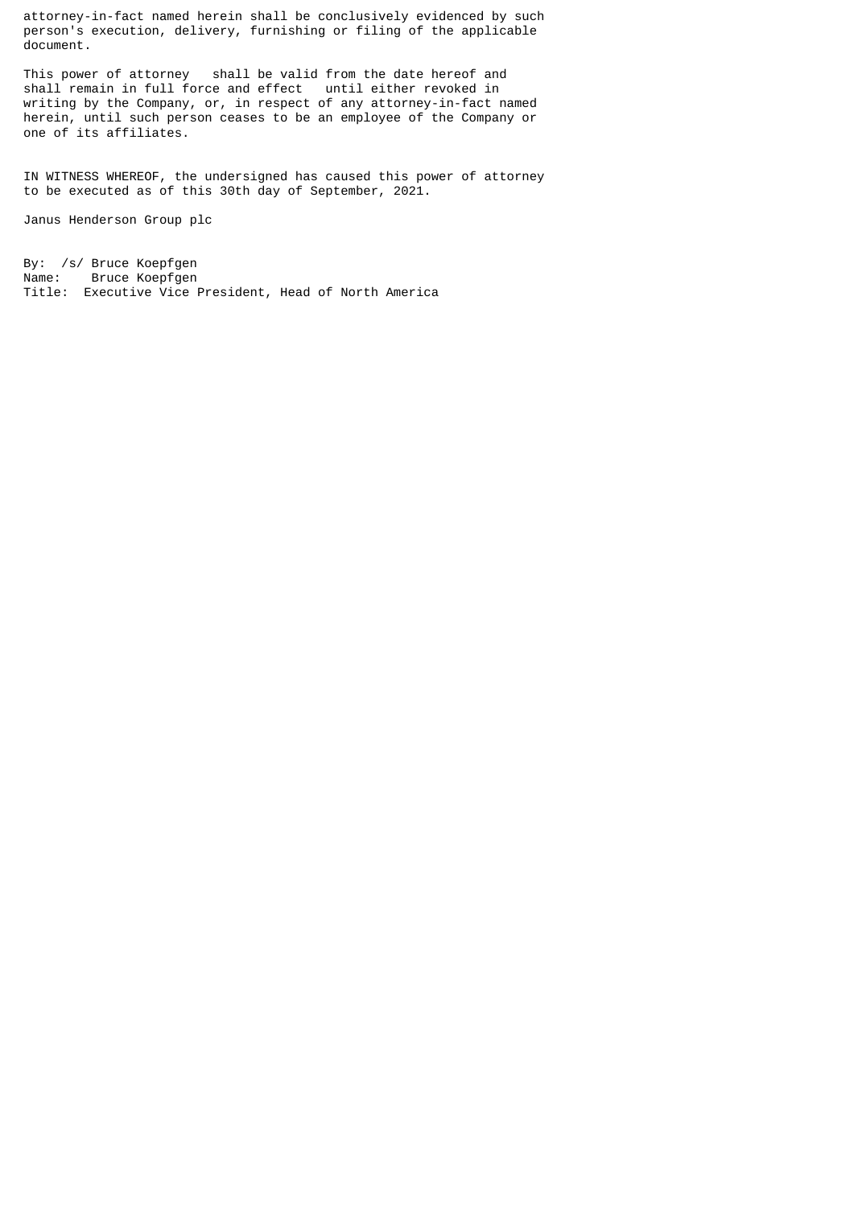attorney-in-fact named herein shall be conclusively evidenced by such person's execution, delivery, furnishing or filing of the applicable document.

This power of attorney shall be valid from the date hereof and shall remain in full force and effect until either revoked in writing by the Company, or, in respect of any attorney-in-fact named herein, until such person ceases to be an employee of the Company or one of its affiliates.

IN WITNESS WHEREOF, the undersigned has caused this power of attorney to be executed as of this 30th day of September, 2021.

Janus Henderson Group plc

By: /s/ Bruce Koepfgen
Name: Bruce Koepfgen
Title: Executive Vice President, Head of North America